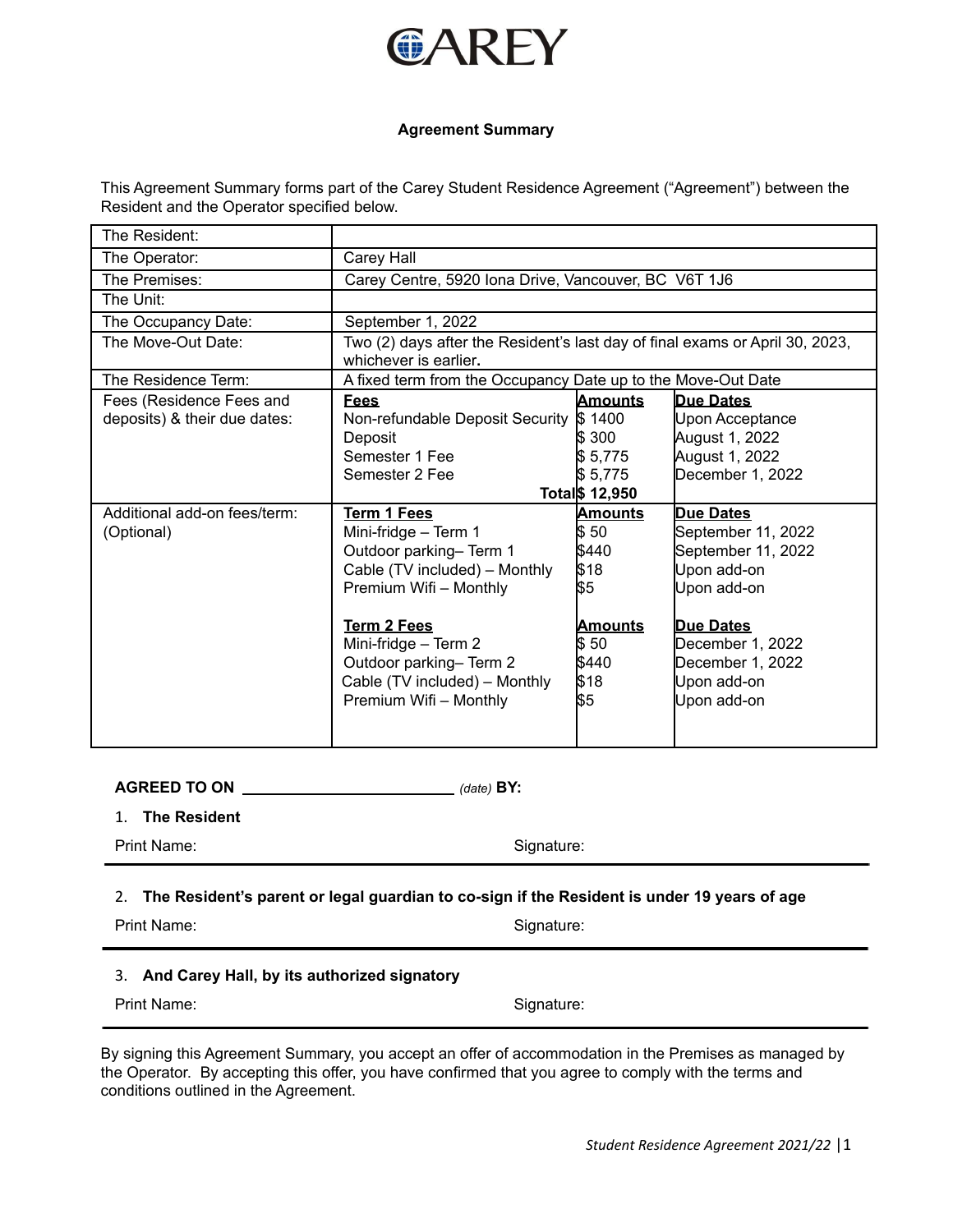CAREY

**Agreement Summary**

This Agreement Summary forms part of the Carey Student Residence Agreement ("Agreement") between the Resident and the Operator specified below.

| | | | |
|---|---|---|---|
| The Resident: | | | |
| The Operator: | Carey Hall | | |
| The Premises: | Carey Centre, 5920 Iona Drive, Vancouver, BC V6T 1J6 | | |
| The Unit: | | | |
| The Occupancy Date: | September 1, 2022 | | |
| The Move-Out Date: | Two (2) days after the Resident's last day of final exams or April 30, 2023, whichever is earlier. | | |
| The Residence Term: | A fixed term from the Occupancy Date up to the Move-Out Date | | |
| Fees (Residence Fees and deposits) & their due dates: | **Fees** | **Amounts** | **Due Dates** |
| | Non-refundable Deposit Security | $ 1400 | Upon Acceptance |
| | Deposit | $ 300 | August 1, 2022 |
| | Semester 1 Fee | $ 5,775 | August 1, 2022 |
| | Semester 2 Fee | $ 5,775 | December 1, 2022 |
| | **Total** | **$ 12,950** | |
| Additional add-on fees/term: (Optional) | **Term 1 Fees** | **Amounts** | **Due Dates** |
| | Mini-fridge – Term 1 | $ 50 | September 11, 2022 |
| | Outdoor parking– Term 1 | $440 | September 11, 2022 |
| | Cable (TV included) – Monthly | $18 | Upon add-on |
| | Premium Wifi – Monthly | $5 | Upon add-on |
| | **Term 2 Fees** | **Amounts** | **Due Dates** |
| | Mini-fridge – Term 2 | $ 50 | December 1, 2022 |
| | Outdoor parking– Term 2 | $440 | December 1, 2022 |
| | Cable (TV included) – Monthly | $18 | Upon add-on |
| | Premium Wifi – Monthly | $5 | Upon add-on |

**AGREED TO ON** \_\_\_\_\_\_\_\_\_\_\_\_\_\_\_\_\_\_\_\_\_\_\_\_ *(date)* **BY:**

1. **The Resident**

Print Name: Signature:

2. **The Resident's parent or legal guardian to co-sign if the Resident is under 19 years of age**

Print Name: Signature:

3. **And Carey Hall, by its authorized signatory**

Print Name: Signature:

By signing this Agreement Summary, you accept an offer of accommodation in the Premises as managed by the Operator. By accepting this offer, you have confirmed that you agree to comply with the terms and conditions outlined in the Agreement.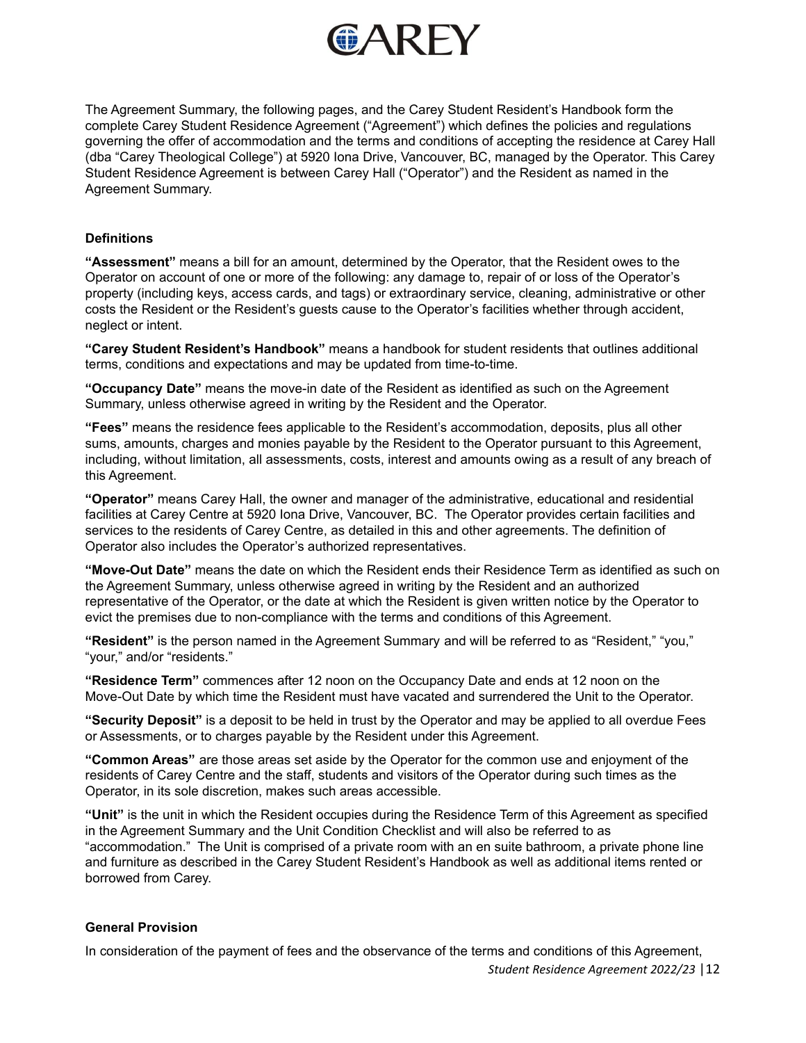The Agreement Summary, the following pages, and the Carey Student Resident's Handbook form the complete Carey Student Residence Agreement ("Agreement") which defines the policies and regulations governing the offer of accommodation and the terms and conditions of accepting the residence at Carey Hall (dba "Carey Theological College") at 5920 Iona Drive, Vancouver, BC, managed by the Operator. This Carey Student Residence Agreement is between Carey Hall ("Operator") and the Resident as named in the Agreement Summary.

### Definitions

**"Assessment"** means a bill for an amount, determined by the Operator, that the Resident owes to the Operator on account of one or more of the following: any damage to, repair of or loss of the Operator's property (including keys, access cards, and tags) or extraordinary service, cleaning, administrative or other costs the Resident or the Resident's guests cause to the Operator's facilities whether through accident, neglect or intent.

**"Carey Student Resident's Handbook"** means a handbook for student residents that outlines additional terms, conditions and expectations and may be updated from time-to-time.

**"Occupancy Date"** means the move-in date of the Resident as identified as such on the Agreement Summary, unless otherwise agreed in writing by the Resident and the Operator.

**"Fees"** means the residence fees applicable to the Resident's accommodation, deposits, plus all other sums, amounts, charges and monies payable by the Resident to the Operator pursuant to this Agreement, including, without limitation, all assessments, costs, interest and amounts owing as a result of any breach of this Agreement.

**"Operator"** means Carey Hall, the owner and manager of the administrative, educational and residential facilities at Carey Centre at 5920 Iona Drive, Vancouver, BC. The Operator provides certain facilities and services to the residents of Carey Centre, as detailed in this and other agreements. The definition of Operator also includes the Operator's authorized representatives.

**"Move-Out Date"** means the date on which the Resident ends their Residence Term as identified as such on the Agreement Summary, unless otherwise agreed in writing by the Resident and an authorized representative of the Operator, or the date at which the Resident is given written notice by the Operator to evict the premises due to non-compliance with the terms and conditions of this Agreement.

**"Resident"** is the person named in the Agreement Summary and will be referred to as "Resident," "you," "your," and/or "residents."

**"Residence Term"** commences after 12 noon on the Occupancy Date and ends at 12 noon on the Move-Out Date by which time the Resident must have vacated and surrendered the Unit to the Operator.

**"Security Deposit"** is a deposit to be held in trust by the Operator and may be applied to all overdue Fees or Assessments, or to charges payable by the Resident under this Agreement.

**"Common Areas"** are those areas set aside by the Operator for the common use and enjoyment of the residents of Carey Centre and the staff, students and visitors of the Operator during such times as the Operator, in its sole discretion, makes such areas accessible.

**"Unit"** is the unit in which the Resident occupies during the Residence Term of this Agreement as specified in the Agreement Summary and the Unit Condition Checklist and will also be referred to as "accommodation." The Unit is comprised of a private room with an en suite bathroom, a private phone line and furniture as described in the Carey Student Resident's Handbook as well as additional items rented or borrowed from Carey.

### General Provision

In consideration of the payment of fees and the observance of the terms and conditions of this Agreement,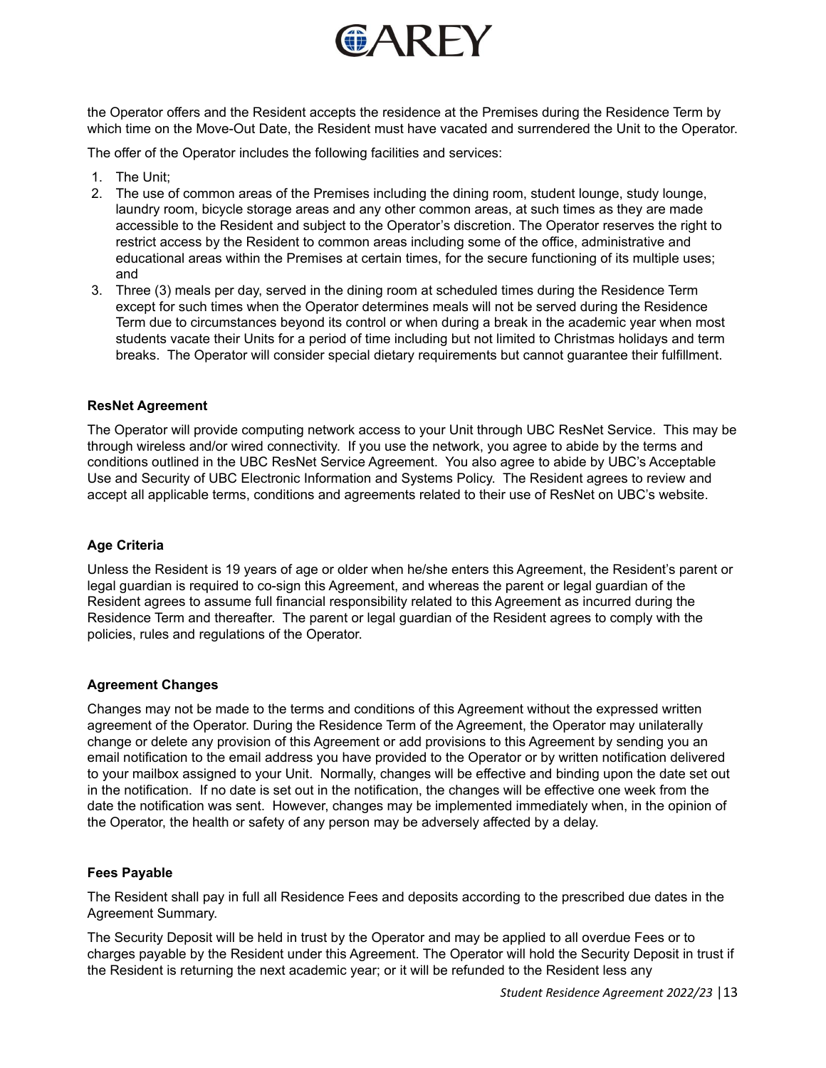the Operator offers and the Resident accepts the residence at the Premises during the Residence Term by which time on the Move-Out Date, the Resident must have vacated and surrendered the Unit to the Operator.

The offer of the Operator includes the following facilities and services:

1. The Unit;
2. The use of common areas of the Premises including the dining room, student lounge, study lounge, laundry room, bicycle storage areas and any other common areas, at such times as they are made accessible to the Resident and subject to the Operator's discretion. The Operator reserves the right to restrict access by the Resident to common areas including some of the office, administrative and educational areas within the Premises at certain times, for the secure functioning of its multiple uses; and
3. Three (3) meals per day, served in the dining room at scheduled times during the Residence Term except for such times when the Operator determines meals will not be served during the Residence Term due to circumstances beyond its control or when during a break in the academic year when most students vacate their Units for a period of time including but not limited to Christmas holidays and term breaks. The Operator will consider special dietary requirements but cannot guarantee their fulfillment.

**ResNet Agreement**

The Operator will provide computing network access to your Unit through UBC ResNet Service. This may be through wireless and/or wired connectivity. If you use the network, you agree to abide by the terms and conditions outlined in the UBC ResNet Service Agreement. You also agree to abide by UBC's Acceptable Use and Security of UBC Electronic Information and Systems Policy. The Resident agrees to review and accept all applicable terms, conditions and agreements related to their use of ResNet on UBC's website.

**Age Criteria**

Unless the Resident is 19 years of age or older when he/she enters this Agreement, the Resident's parent or legal guardian is required to co-sign this Agreement, and whereas the parent or legal guardian of the Resident agrees to assume full financial responsibility related to this Agreement as incurred during the Residence Term and thereafter. The parent or legal guardian of the Resident agrees to comply with the policies, rules and regulations of the Operator.

**Agreement Changes**

Changes may not be made to the terms and conditions of this Agreement without the expressed written agreement of the Operator. During the Residence Term of the Agreement, the Operator may unilaterally change or delete any provision of this Agreement or add provisions to this Agreement by sending you an email notification to the email address you have provided to the Operator or by written notification delivered to your mailbox assigned to your Unit. Normally, changes will be effective and binding upon the date set out in the notification. If no date is set out in the notification, the changes will be effective one week from the date the notification was sent. However, changes may be implemented immediately when, in the opinion of the Operator, the health or safety of any person may be adversely affected by a delay.

**Fees Payable**

The Resident shall pay in full all Residence Fees and deposits according to the prescribed due dates in the Agreement Summary.

The Security Deposit will be held in trust by the Operator and may be applied to all overdue Fees or to charges payable by the Resident under this Agreement. The Operator will hold the Security Deposit in trust if the Resident is returning the next academic year; or it will be refunded to the Resident less any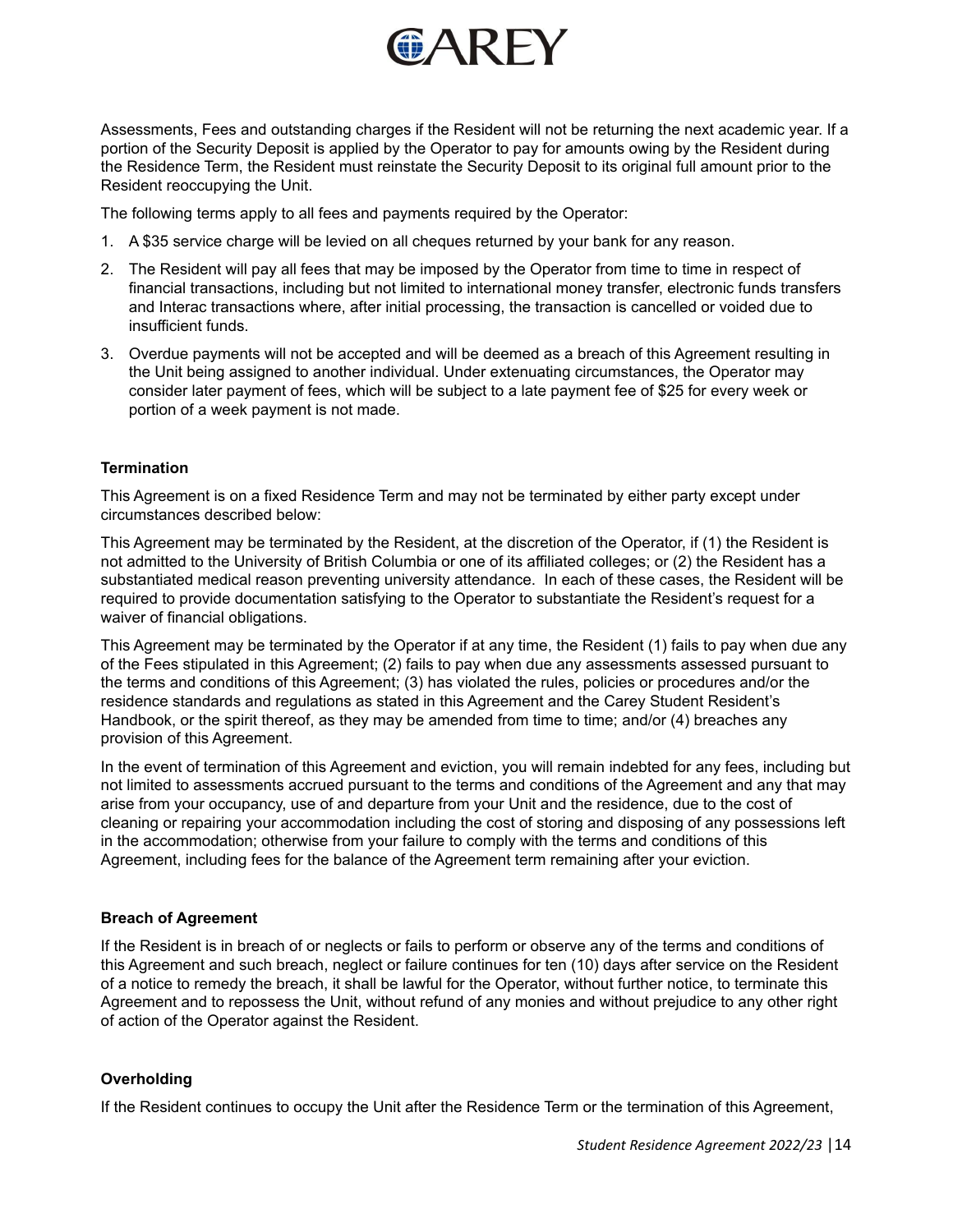Assessments, Fees and outstanding charges if the Resident will not be returning the next academic year. If a portion of the Security Deposit is applied by the Operator to pay for amounts owing by the Resident during the Residence Term, the Resident must reinstate the Security Deposit to its original full amount prior to the Resident reoccupying the Unit.

The following terms apply to all fees and payments required by the Operator:

1. A $35 service charge will be levied on all cheques returned by your bank for any reason.
2. The Resident will pay all fees that may be imposed by the Operator from time to time in respect of financial transactions, including but not limited to international money transfer, electronic funds transfers and Interac transactions where, after initial processing, the transaction is cancelled or voided due to insufficient funds.
3. Overdue payments will not be accepted and will be deemed as a breach of this Agreement resulting in the Unit being assigned to another individual. Under extenuating circumstances, the Operator may consider later payment of fees, which will be subject to a late payment fee of $25 for every week or portion of a week payment is not made.

**Termination**

This Agreement is on a fixed Residence Term and may not be terminated by either party except under circumstances described below:

This Agreement may be terminated by the Resident, at the discretion of the Operator, if (1) the Resident is not admitted to the University of British Columbia or one of its affiliated colleges; or (2) the Resident has a substantiated medical reason preventing university attendance. In each of these cases, the Resident will be required to provide documentation satisfying to the Operator to substantiate the Resident's request for a waiver of financial obligations.

This Agreement may be terminated by the Operator if at any time, the Resident (1) fails to pay when due any of the Fees stipulated in this Agreement; (2) fails to pay when due any assessments assessed pursuant to the terms and conditions of this Agreement; (3) has violated the rules, policies or procedures and/or the residence standards and regulations as stated in this Agreement and the Carey Student Resident's Handbook, or the spirit thereof, as they may be amended from time to time; and/or (4) breaches any provision of this Agreement.

In the event of termination of this Agreement and eviction, you will remain indebted for any fees, including but not limited to assessments accrued pursuant to the terms and conditions of the Agreement and any that may arise from your occupancy, use of and departure from your Unit and the residence, due to the cost of cleaning or repairing your accommodation including the cost of storing and disposing of any possessions left in the accommodation; otherwise from your failure to comply with the terms and conditions of this Agreement, including fees for the balance of the Agreement term remaining after your eviction.

**Breach of Agreement**

If the Resident is in breach of or neglects or fails to perform or observe any of the terms and conditions of this Agreement and such breach, neglect or failure continues for ten (10) days after service on the Resident of a notice to remedy the breach, it shall be lawful for the Operator, without further notice, to terminate this Agreement and to repossess the Unit, without refund of any monies and without prejudice to any other right of action of the Operator against the Resident.

**Overholding**

If the Resident continues to occupy the Unit after the Residence Term or the termination of this Agreement,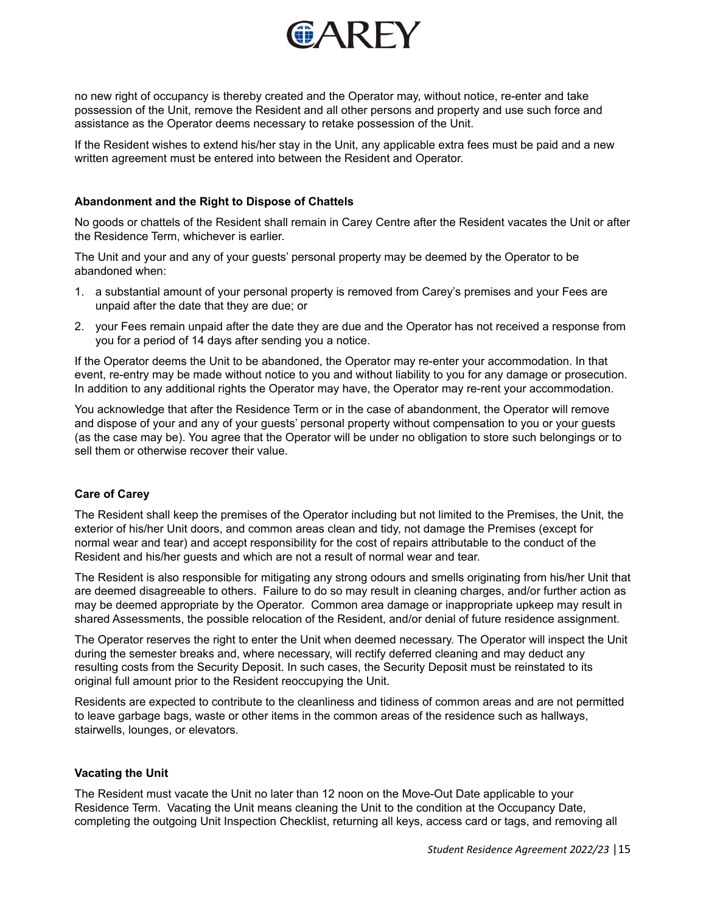no new right of occupancy is thereby created and the Operator may, without notice, re-enter and take possession of the Unit, remove the Resident and all other persons and property and use such force and assistance as the Operator deems necessary to retake possession of the Unit.

If the Resident wishes to extend his/her stay in the Unit, any applicable extra fees must be paid and a new written agreement must be entered into between the Resident and Operator.

**Abandonment and the Right to Dispose of Chattels**

No goods or chattels of the Resident shall remain in Carey Centre after the Resident vacates the Unit or after the Residence Term, whichever is earlier.

The Unit and your and any of your guests' personal property may be deemed by the Operator to be abandoned when:

1. a substantial amount of your personal property is removed from Carey's premises and your Fees are unpaid after the date that they are due; or
2. your Fees remain unpaid after the date they are due and the Operator has not received a response from you for a period of 14 days after sending you a notice.

If the Operator deems the Unit to be abandoned, the Operator may re-enter your accommodation. In that event, re-entry may be made without notice to you and without liability to you for any damage or prosecution. In addition to any additional rights the Operator may have, the Operator may re-rent your accommodation.

You acknowledge that after the Residence Term or in the case of abandonment, the Operator will remove and dispose of your and any of your guests' personal property without compensation to you or your guests (as the case may be). You agree that the Operator will be under no obligation to store such belongings or to sell them or otherwise recover their value.

**Care of Carey**

The Resident shall keep the premises of the Operator including but not limited to the Premises, the Unit, the exterior of his/her Unit doors, and common areas clean and tidy, not damage the Premises (except for normal wear and tear) and accept responsibility for the cost of repairs attributable to the conduct of the Resident and his/her guests and which are not a result of normal wear and tear.

The Resident is also responsible for mitigating any strong odours and smells originating from his/her Unit that are deemed disagreeable to others. Failure to do so may result in cleaning charges, and/or further action as may be deemed appropriate by the Operator. Common area damage or inappropriate upkeep may result in shared Assessments, the possible relocation of the Resident, and/or denial of future residence assignment.

The Operator reserves the right to enter the Unit when deemed necessary. The Operator will inspect the Unit during the semester breaks and, where necessary, will rectify deferred cleaning and may deduct any resulting costs from the Security Deposit. In such cases, the Security Deposit must be reinstated to its original full amount prior to the Resident reoccupying the Unit.

Residents are expected to contribute to the cleanliness and tidiness of common areas and are not permitted to leave garbage bags, waste or other items in the common areas of the residence such as hallways, stairwells, lounges, or elevators.

**Vacating the Unit**

The Resident must vacate the Unit no later than 12 noon on the Move-Out Date applicable to your Residence Term. Vacating the Unit means cleaning the Unit to the condition at the Occupancy Date, completing the outgoing Unit Inspection Checklist, returning all keys, access card or tags, and removing all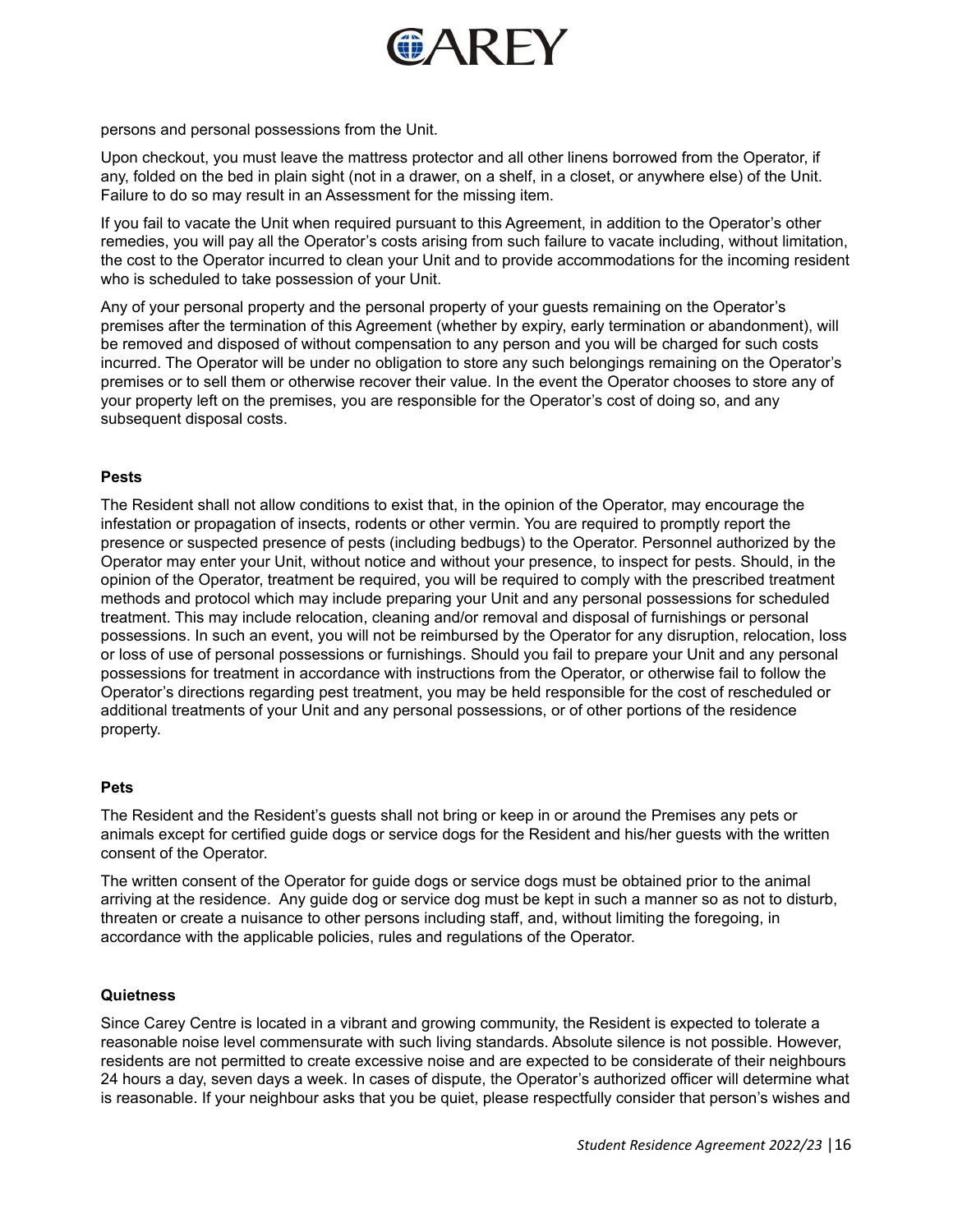persons and personal possessions from the Unit.

Upon checkout, you must leave the mattress protector and all other linens borrowed from the Operator, if any, folded on the bed in plain sight (not in a drawer, on a shelf, in a closet, or anywhere else) of the Unit. Failure to do so may result in an Assessment for the missing item.

If you fail to vacate the Unit when required pursuant to this Agreement, in addition to the Operator's other remedies, you will pay all the Operator's costs arising from such failure to vacate including, without limitation, the cost to the Operator incurred to clean your Unit and to provide accommodations for the incoming resident who is scheduled to take possession of your Unit.

Any of your personal property and the personal property of your guests remaining on the Operator's premises after the termination of this Agreement (whether by expiry, early termination or abandonment), will be removed and disposed of without compensation to any person and you will be charged for such costs incurred. The Operator will be under no obligation to store any such belongings remaining on the Operator's premises or to sell them or otherwise recover their value. In the event the Operator chooses to store any of your property left on the premises, you are responsible for the Operator's cost of doing so, and any subsequent disposal costs.

**Pests**

The Resident shall not allow conditions to exist that, in the opinion of the Operator, may encourage the infestation or propagation of insects, rodents or other vermin. You are required to promptly report the presence or suspected presence of pests (including bedbugs) to the Operator. Personnel authorized by the Operator may enter your Unit, without notice and without your presence, to inspect for pests. Should, in the opinion of the Operator, treatment be required, you will be required to comply with the prescribed treatment methods and protocol which may include preparing your Unit and any personal possessions for scheduled treatment. This may include relocation, cleaning and/or removal and disposal of furnishings or personal possessions. In such an event, you will not be reimbursed by the Operator for any disruption, relocation, loss or loss of use of personal possessions or furnishings. Should you fail to prepare your Unit and any personal possessions for treatment in accordance with instructions from the Operator, or otherwise fail to follow the Operator's directions regarding pest treatment, you may be held responsible for the cost of rescheduled or additional treatments of your Unit and any personal possessions, or of other portions of the residence property.

**Pets**

The Resident and the Resident's guests shall not bring or keep in or around the Premises any pets or animals except for certified guide dogs or service dogs for the Resident and his/her guests with the written consent of the Operator.

The written consent of the Operator for guide dogs or service dogs must be obtained prior to the animal arriving at the residence. Any guide dog or service dog must be kept in such a manner so as not to disturb, threaten or create a nuisance to other persons including staff, and, without limiting the foregoing, in accordance with the applicable policies, rules and regulations of the Operator.

**Quietness**

Since Carey Centre is located in a vibrant and growing community, the Resident is expected to tolerate a reasonable noise level commensurate with such living standards. Absolute silence is not possible. However, residents are not permitted to create excessive noise and are expected to be considerate of their neighbours 24 hours a day, seven days a week. In cases of dispute, the Operator's authorized officer will determine what is reasonable. If your neighbour asks that you be quiet, please respectfully consider that person's wishes and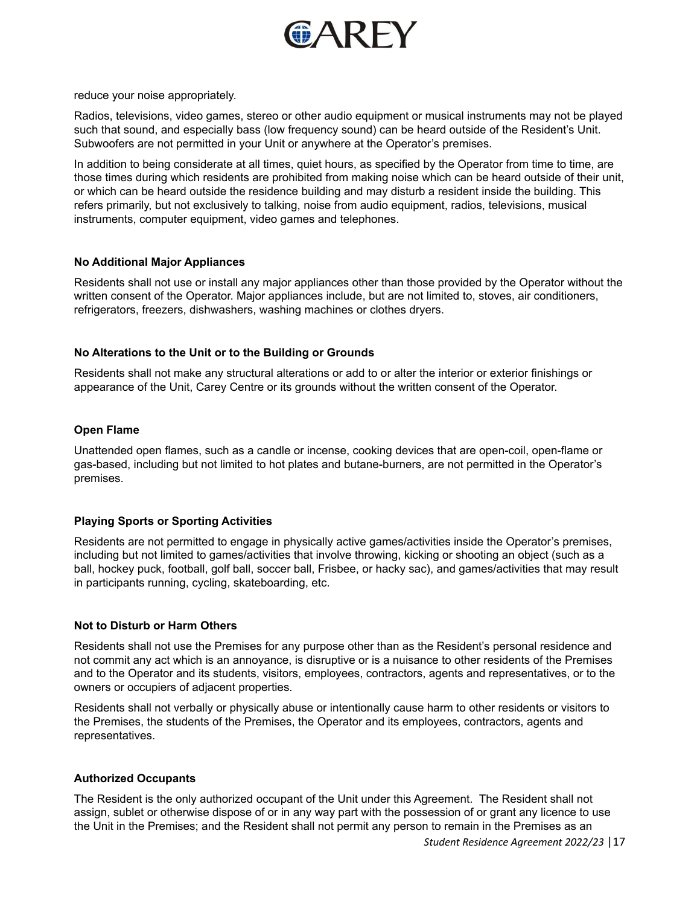reduce your noise appropriately.

Radios, televisions, video games, stereo or other audio equipment or musical instruments may not be played such that sound, and especially bass (low frequency sound) can be heard outside of the Resident's Unit. Subwoofers are not permitted in your Unit or anywhere at the Operator's premises.

In addition to being considerate at all times, quiet hours, as specified by the Operator from time to time, are those times during which residents are prohibited from making noise which can be heard outside of their unit, or which can be heard outside the residence building and may disturb a resident inside the building. This refers primarily, but not exclusively to talking, noise from audio equipment, radios, televisions, musical instruments, computer equipment, video games and telephones.

**No Additional Major Appliances**

Residents shall not use or install any major appliances other than those provided by the Operator without the written consent of the Operator. Major appliances include, but are not limited to, stoves, air conditioners, refrigerators, freezers, dishwashers, washing machines or clothes dryers.

**No Alterations to the Unit or to the Building or Grounds**

Residents shall not make any structural alterations or add to or alter the interior or exterior finishings or appearance of the Unit, Carey Centre or its grounds without the written consent of the Operator.

**Open Flame**

Unattended open flames, such as a candle or incense, cooking devices that are open-coil, open-flame or gas-based, including but not limited to hot plates and butane-burners, are not permitted in the Operator's premises.

**Playing Sports or Sporting Activities**

Residents are not permitted to engage in physically active games/activities inside the Operator's premises, including but not limited to games/activities that involve throwing, kicking or shooting an object (such as a ball, hockey puck, football, golf ball, soccer ball, Frisbee, or hacky sac), and games/activities that may result in participants running, cycling, skateboarding, etc.

**Not to Disturb or Harm Others**

Residents shall not use the Premises for any purpose other than as the Resident's personal residence and not commit any act which is an annoyance, is disruptive or is a nuisance to other residents of the Premises and to the Operator and its students, visitors, employees, contractors, agents and representatives, or to the owners or occupiers of adjacent properties.

Residents shall not verbally or physically abuse or intentionally cause harm to other residents or visitors to the Premises, the students of the Premises, the Operator and its employees, contractors, agents and representatives.

**Authorized Occupants**

The Resident is the only authorized occupant of the Unit under this Agreement. The Resident shall not assign, sublet or otherwise dispose of or in any way part with the possession of or grant any licence to use the Unit in the Premises; and the Resident shall not permit any person to remain in the Premises as an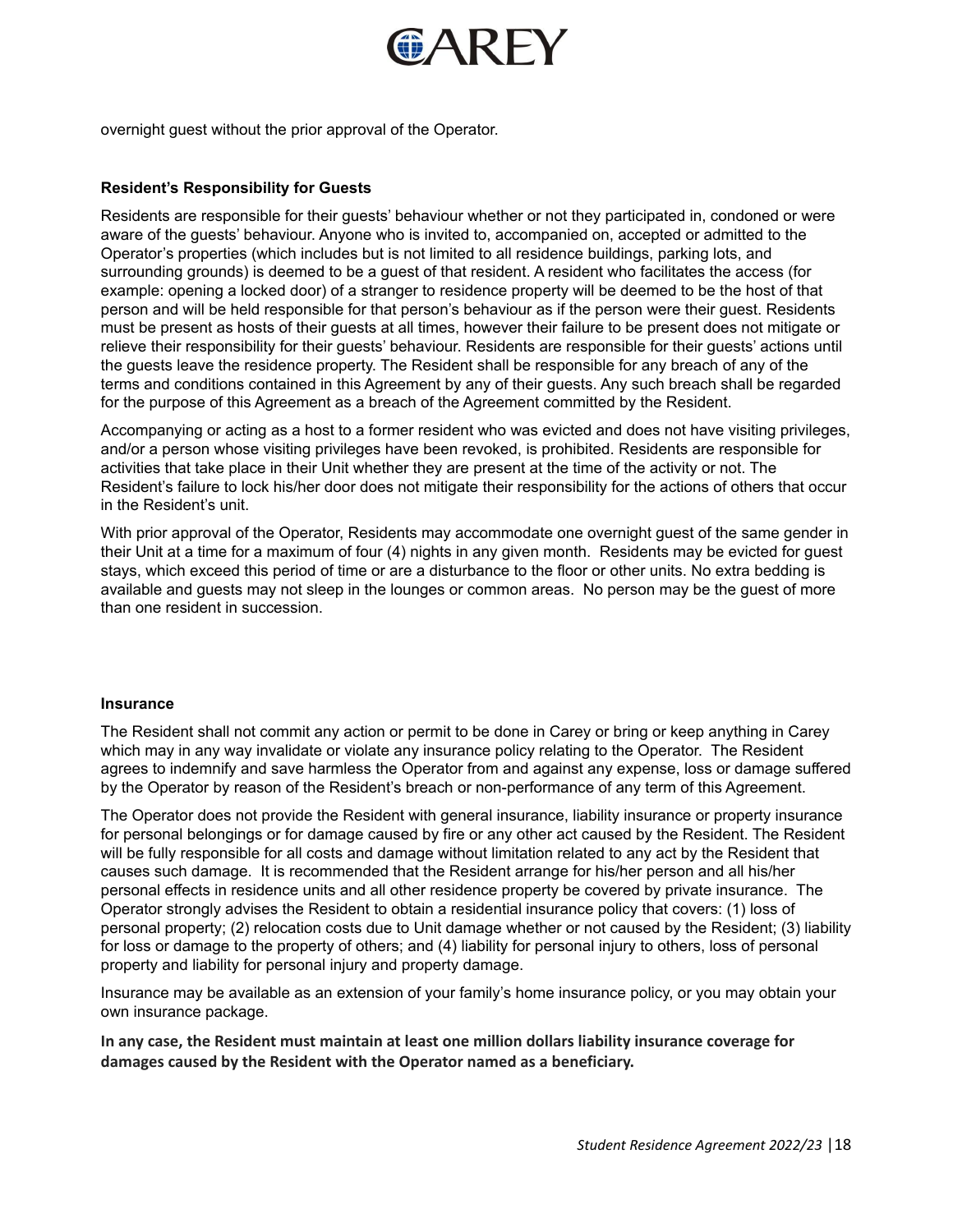overnight guest without the prior approval of the Operator.

**Resident's Responsibility for Guests**

Residents are responsible for their guests' behaviour whether or not they participated in, condoned or were aware of the guests' behaviour. Anyone who is invited to, accompanied on, accepted or admitted to the Operator's properties (which includes but is not limited to all residence buildings, parking lots, and surrounding grounds) is deemed to be a guest of that resident. A resident who facilitates the access (for example: opening a locked door) of a stranger to residence property will be deemed to be the host of that person and will be held responsible for that person's behaviour as if the person were their guest. Residents must be present as hosts of their guests at all times, however their failure to be present does not mitigate or relieve their responsibility for their guests' behaviour. Residents are responsible for their guests' actions until the guests leave the residence property. The Resident shall be responsible for any breach of any of the terms and conditions contained in this Agreement by any of their guests. Any such breach shall be regarded for the purpose of this Agreement as a breach of the Agreement committed by the Resident.

Accompanying or acting as a host to a former resident who was evicted and does not have visiting privileges, and/or a person whose visiting privileges have been revoked, is prohibited. Residents are responsible for activities that take place in their Unit whether they are present at the time of the activity or not. The Resident's failure to lock his/her door does not mitigate their responsibility for the actions of others that occur in the Resident's unit.

With prior approval of the Operator, Residents may accommodate one overnight guest of the same gender in their Unit at a time for a maximum of four (4) nights in any given month. Residents may be evicted for guest stays, which exceed this period of time or are a disturbance to the floor or other units. No extra bedding is available and guests may not sleep in the lounges or common areas. No person may be the guest of more than one resident in succession.

**Insurance**

The Resident shall not commit any action or permit to be done in Carey or bring or keep anything in Carey which may in any way invalidate or violate any insurance policy relating to the Operator. The Resident agrees to indemnify and save harmless the Operator from and against any expense, loss or damage suffered by the Operator by reason of the Resident's breach or non-performance of any term of this Agreement.

The Operator does not provide the Resident with general insurance, liability insurance or property insurance for personal belongings or for damage caused by fire or any other act caused by the Resident. The Resident will be fully responsible for all costs and damage without limitation related to any act by the Resident that causes such damage. It is recommended that the Resident arrange for his/her person and all his/her personal effects in residence units and all other residence property be covered by private insurance. The Operator strongly advises the Resident to obtain a residential insurance policy that covers: (1) loss of personal property; (2) relocation costs due to Unit damage whether or not caused by the Resident; (3) liability for loss or damage to the property of others; and (4) liability for personal injury to others, loss of personal property and liability for personal injury and property damage.

Insurance may be available as an extension of your family's home insurance policy, or you may obtain your own insurance package.

**In any case, the Resident must maintain at least one million dollars liability insurance coverage for damages caused by the Resident with the Operator named as a beneficiary.**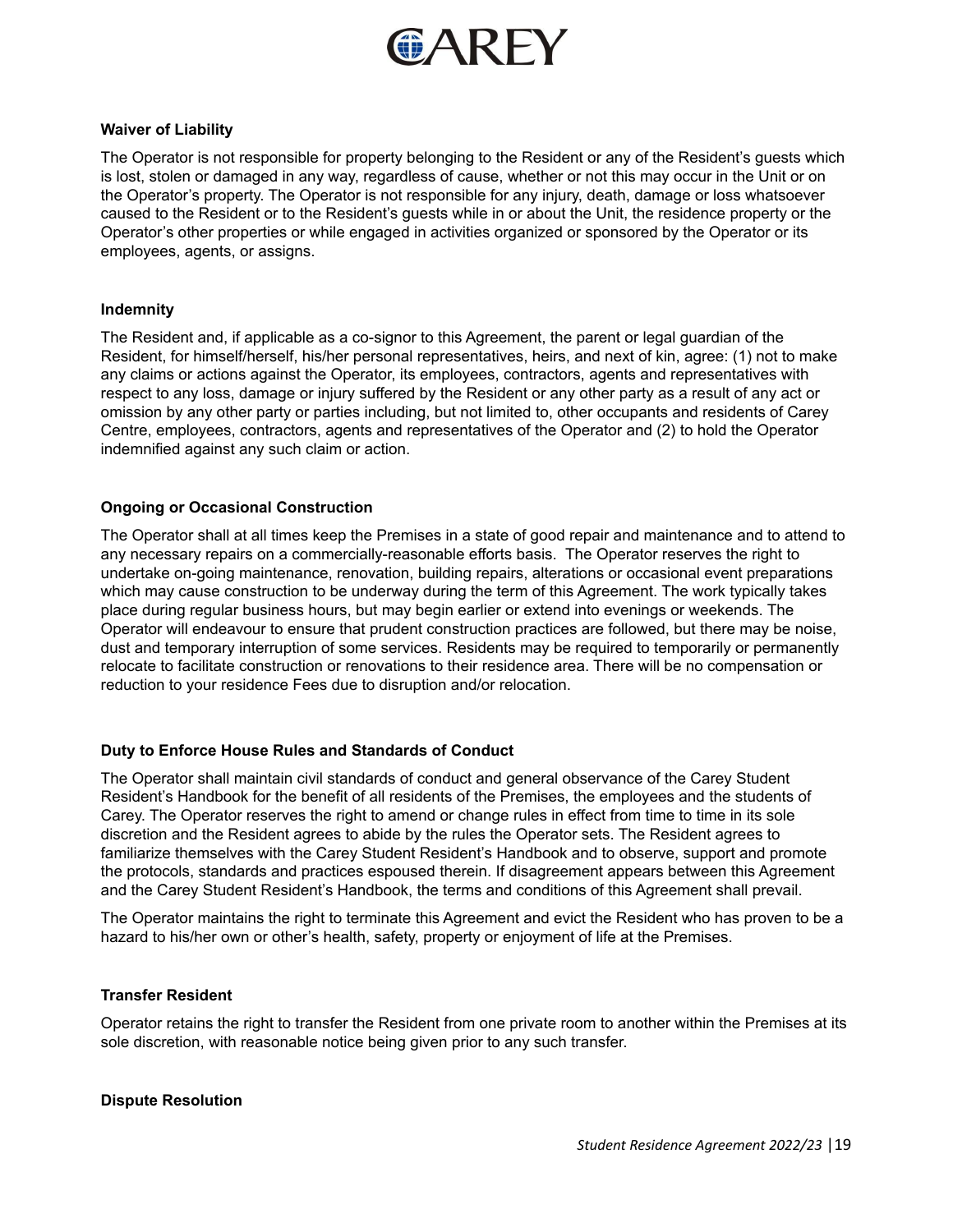**Waiver of Liability**

The Operator is not responsible for property belonging to the Resident or any of the Resident's guests which is lost, stolen or damaged in any way, regardless of cause, whether or not this may occur in the Unit or on the Operator's property. The Operator is not responsible for any injury, death, damage or loss whatsoever caused to the Resident or to the Resident's guests while in or about the Unit, the residence property or the Operator's other properties or while engaged in activities organized or sponsored by the Operator or its employees, agents, or assigns.

**Indemnity**

The Resident and, if applicable as a co-signor to this Agreement, the parent or legal guardian of the Resident, for himself/herself, his/her personal representatives, heirs, and next of kin, agree: (1) not to make any claims or actions against the Operator, its employees, contractors, agents and representatives with respect to any loss, damage or injury suffered by the Resident or any other party as a result of any act or omission by any other party or parties including, but not limited to, other occupants and residents of Carey Centre, employees, contractors, agents and representatives of the Operator and (2) to hold the Operator indemnified against any such claim or action.

**Ongoing or Occasional Construction**

The Operator shall at all times keep the Premises in a state of good repair and maintenance and to attend to any necessary repairs on a commercially-reasonable efforts basis. The Operator reserves the right to undertake on-going maintenance, renovation, building repairs, alterations or occasional event preparations which may cause construction to be underway during the term of this Agreement. The work typically takes place during regular business hours, but may begin earlier or extend into evenings or weekends. The Operator will endeavour to ensure that prudent construction practices are followed, but there may be noise, dust and temporary interruption of some services. Residents may be required to temporarily or permanently relocate to facilitate construction or renovations to their residence area. There will be no compensation or reduction to your residence Fees due to disruption and/or relocation.

**Duty to Enforce House Rules and Standards of Conduct**

The Operator shall maintain civil standards of conduct and general observance of the Carey Student Resident's Handbook for the benefit of all residents of the Premises, the employees and the students of Carey. The Operator reserves the right to amend or change rules in effect from time to time in its sole discretion and the Resident agrees to abide by the rules the Operator sets. The Resident agrees to familiarize themselves with the Carey Student Resident's Handbook and to observe, support and promote the protocols, standards and practices espoused therein. If disagreement appears between this Agreement and the Carey Student Resident's Handbook, the terms and conditions of this Agreement shall prevail.

The Operator maintains the right to terminate this Agreement and evict the Resident who has proven to be a hazard to his/her own or other's health, safety, property or enjoyment of life at the Premises.

**Transfer Resident**

Operator retains the right to transfer the Resident from one private room to another within the Premises at its sole discretion, with reasonable notice being given prior to any such transfer.

**Dispute Resolution**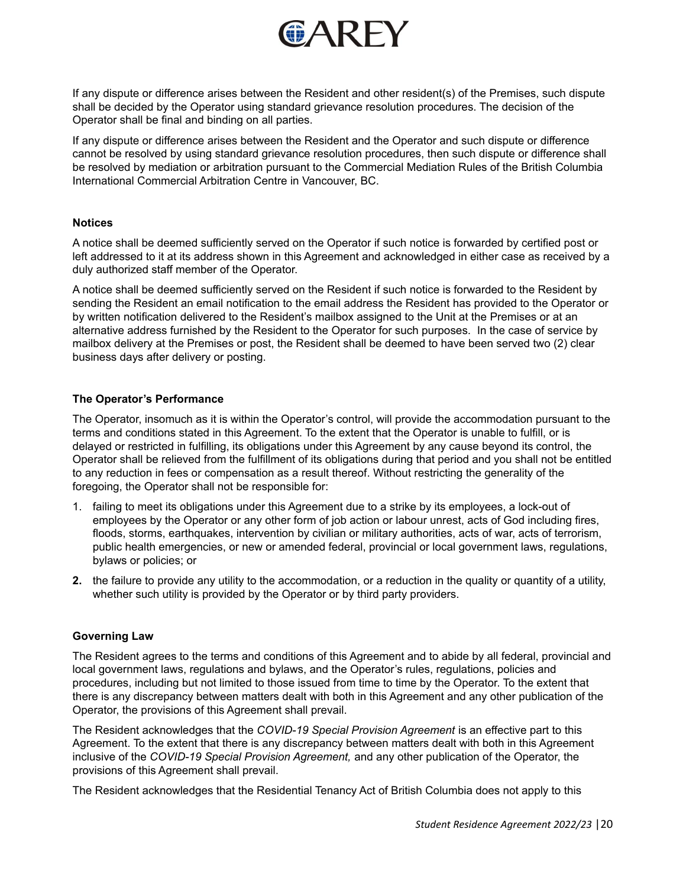If any dispute or difference arises between the Resident and other resident(s) of the Premises, such dispute shall be decided by the Operator using standard grievance resolution procedures. The decision of the Operator shall be final and binding on all parties.

If any dispute or difference arises between the Resident and the Operator and such dispute or difference cannot be resolved by using standard grievance resolution procedures, then such dispute or difference shall be resolved by mediation or arbitration pursuant to the Commercial Mediation Rules of the British Columbia International Commercial Arbitration Centre in Vancouver, BC.

**Notices**

A notice shall be deemed sufficiently served on the Operator if such notice is forwarded by certified post or left addressed to it at its address shown in this Agreement and acknowledged in either case as received by a duly authorized staff member of the Operator.

A notice shall be deemed sufficiently served on the Resident if such notice is forwarded to the Resident by sending the Resident an email notification to the email address the Resident has provided to the Operator or by written notification delivered to the Resident's mailbox assigned to the Unit at the Premises or at an alternative address furnished by the Resident to the Operator for such purposes. In the case of service by mailbox delivery at the Premises or post, the Resident shall be deemed to have been served two (2) clear business days after delivery or posting.

**The Operator's Performance**

The Operator, insomuch as it is within the Operator's control, will provide the accommodation pursuant to the terms and conditions stated in this Agreement. To the extent that the Operator is unable to fulfill, or is delayed or restricted in fulfilling, its obligations under this Agreement by any cause beyond its control, the Operator shall be relieved from the fulfillment of its obligations during that period and you shall not be entitled to any reduction in fees or compensation as a result thereof. Without restricting the generality of the foregoing, the Operator shall not be responsible for:

1. failing to meet its obligations under this Agreement due to a strike by its employees, a lock-out of employees by the Operator or any other form of job action or labour unrest, acts of God including fires, floods, storms, earthquakes, intervention by civilian or military authorities, acts of war, acts of terrorism, public health emergencies, or new or amended federal, provincial or local government laws, regulations, bylaws or policies; or
2. the failure to provide any utility to the accommodation, or a reduction in the quality or quantity of a utility, whether such utility is provided by the Operator or by third party providers.

**Governing Law**

The Resident agrees to the terms and conditions of this Agreement and to abide by all federal, provincial and local government laws, regulations and bylaws, and the Operator's rules, regulations, policies and procedures, including but not limited to those issued from time to time by the Operator. To the extent that there is any discrepancy between matters dealt with both in this Agreement and any other publication of the Operator, the provisions of this Agreement shall prevail.

The Resident acknowledges that the *COVID-19 Special Provision Agreement* is an effective part to this Agreement. To the extent that there is any discrepancy between matters dealt with both in this Agreement inclusive of the *COVID-19 Special Provision Agreement,* and any other publication of the Operator, the provisions of this Agreement shall prevail.

The Resident acknowledges that the Residential Tenancy Act of British Columbia does not apply to this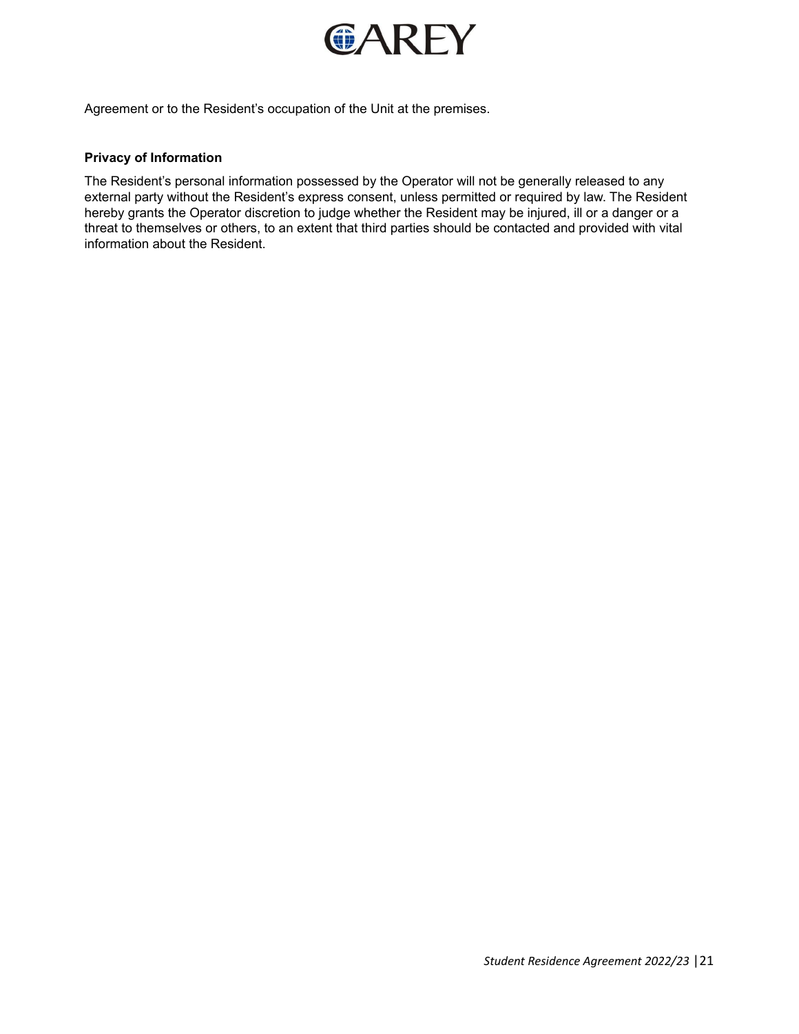Agreement or to the Resident's occupation of the Unit at the premises.

**Privacy of Information**

The Resident's personal information possessed by the Operator will not be generally released to any external party without the Resident's express consent, unless permitted or required by law. The Resident hereby grants the Operator discretion to judge whether the Resident may be injured, ill or a danger or a threat to themselves or others, to an extent that third parties should be contacted and provided with vital information about the Resident.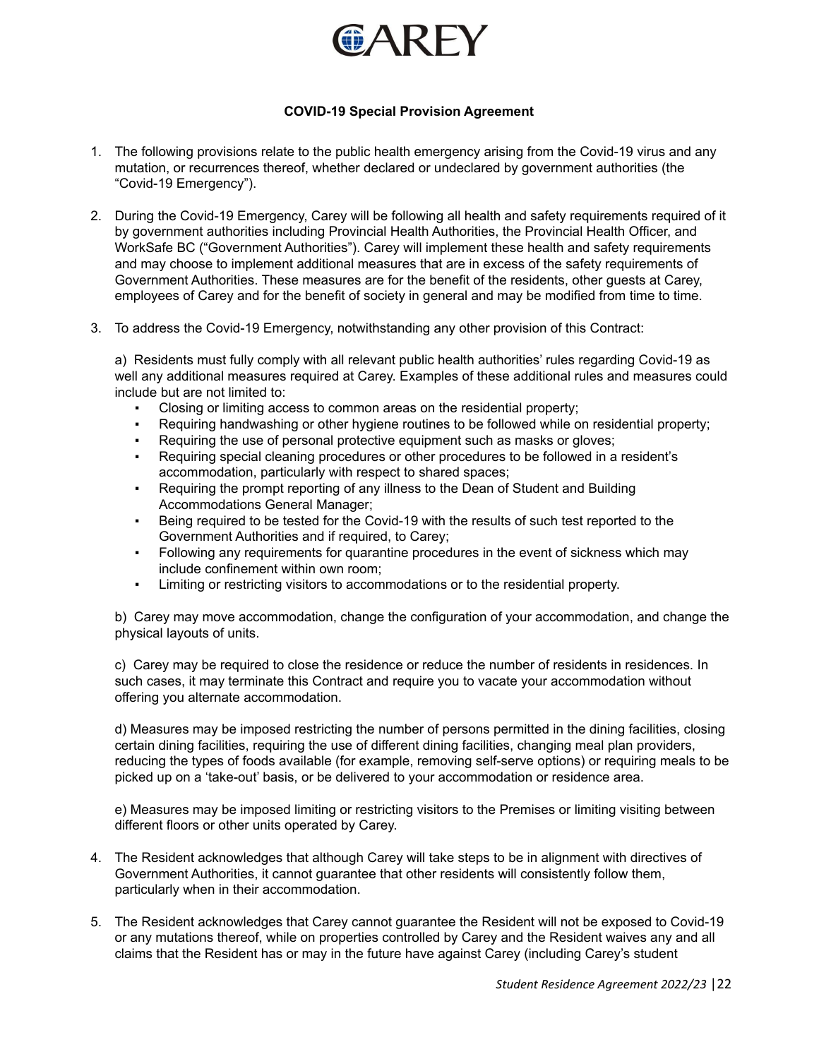**COVID-19 Special Provision Agreement**

1. The following provisions relate to the public health emergency arising from the Covid-19 virus and any mutation, or recurrences thereof, whether declared or undeclared by government authorities (the "Covid-19 Emergency").

2. During the Covid-19 Emergency, Carey will be following all health and safety requirements required of it by government authorities including Provincial Health Authorities, the Provincial Health Officer, and WorkSafe BC ("Government Authorities"). Carey will implement these health and safety requirements and may choose to implement additional measures that are in excess of the safety requirements of Government Authorities. These measures are for the benefit of the residents, other guests at Carey, employees of Carey and for the benefit of society in general and may be modified from time to time.

3. To address the Covid-19 Emergency, notwithstanding any other provision of this Contract:

   a) Residents must fully comply with all relevant public health authorities' rules regarding Covid-19 as well any additional measures required at Carey. Examples of these additional rules and measures could include but are not limited to:
   - Closing or limiting access to common areas on the residential property;
   - Requiring handwashing or other hygiene routines to be followed while on residential property;
   - Requiring the use of personal protective equipment such as masks or gloves;
   - Requiring special cleaning procedures or other procedures to be followed in a resident's accommodation, particularly with respect to shared spaces;
   - Requiring the prompt reporting of any illness to the Dean of Student and Building Accommodations General Manager;
   - Being required to be tested for the Covid-19 with the results of such test reported to the Government Authorities and if required, to Carey;
   - Following any requirements for quarantine procedures in the event of sickness which may include confinement within own room;
   - Limiting or restricting visitors to accommodations or to the residential property.

   b) Carey may move accommodation, change the configuration of your accommodation, and change the physical layouts of units.

   c) Carey may be required to close the residence or reduce the number of residents in residences. In such cases, it may terminate this Contract and require you to vacate your accommodation without offering you alternate accommodation.

   d) Measures may be imposed restricting the number of persons permitted in the dining facilities, closing certain dining facilities, requiring the use of different dining facilities, changing meal plan providers, reducing the types of foods available (for example, removing self-serve options) or requiring meals to be picked up on a 'take-out' basis, or be delivered to your accommodation or residence area.

   e) Measures may be imposed limiting or restricting visitors to the Premises or limiting visiting between different floors or other units operated by Carey.

4. The Resident acknowledges that although Carey will take steps to be in alignment with directives of Government Authorities, it cannot guarantee that other residents will consistently follow them, particularly when in their accommodation.

5. The Resident acknowledges that Carey cannot guarantee the Resident will not be exposed to Covid-19 or any mutations thereof, while on properties controlled by Carey and the Resident waives any and all claims that the Resident has or may in the future have against Carey (including Carey's student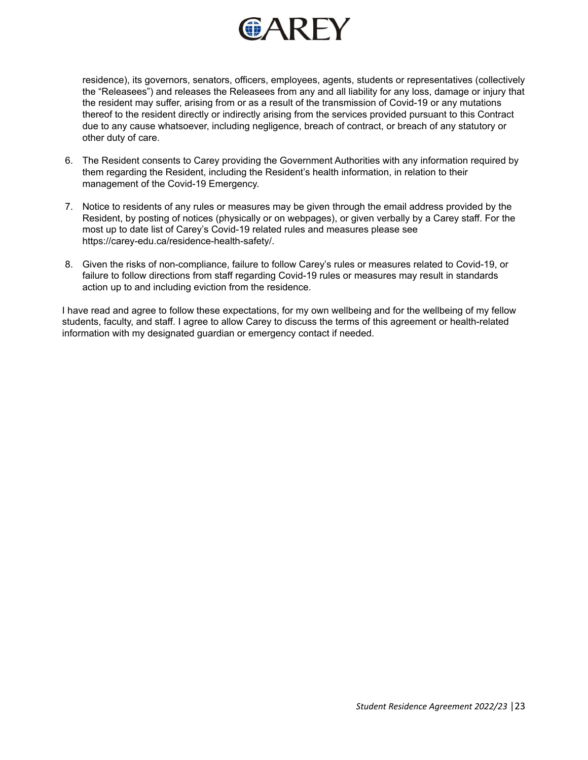residence), its governors, senators, officers, employees, agents, students or representatives (collectively the "Releasees") and releases the Releasees from any and all liability for any loss, damage or injury that the resident may suffer, arising from or as a result of the transmission of Covid-19 or any mutations thereof to the resident directly or indirectly arising from the services provided pursuant to this Contract due to any cause whatsoever, including negligence, breach of contract, or breach of any statutory or other duty of care.

6. The Resident consents to Carey providing the Government Authorities with any information required by them regarding the Resident, including the Resident's health information, in relation to their management of the Covid-19 Emergency.

7. Notice to residents of any rules or measures may be given through the email address provided by the Resident, by posting of notices (physically or on webpages), or given verbally by a Carey staff. For the most up to date list of Carey's Covid-19 related rules and measures please see https://carey-edu.ca/residence-health-safety/.

8. Given the risks of non-compliance, failure to follow Carey's rules or measures related to Covid-19, or failure to follow directions from staff regarding Covid-19 rules or measures may result in standards action up to and including eviction from the residence.

I have read and agree to follow these expectations, for my own wellbeing and for the wellbeing of my fellow students, faculty, and staff. I agree to allow Carey to discuss the terms of this agreement or health-related information with my designated guardian or emergency contact if needed.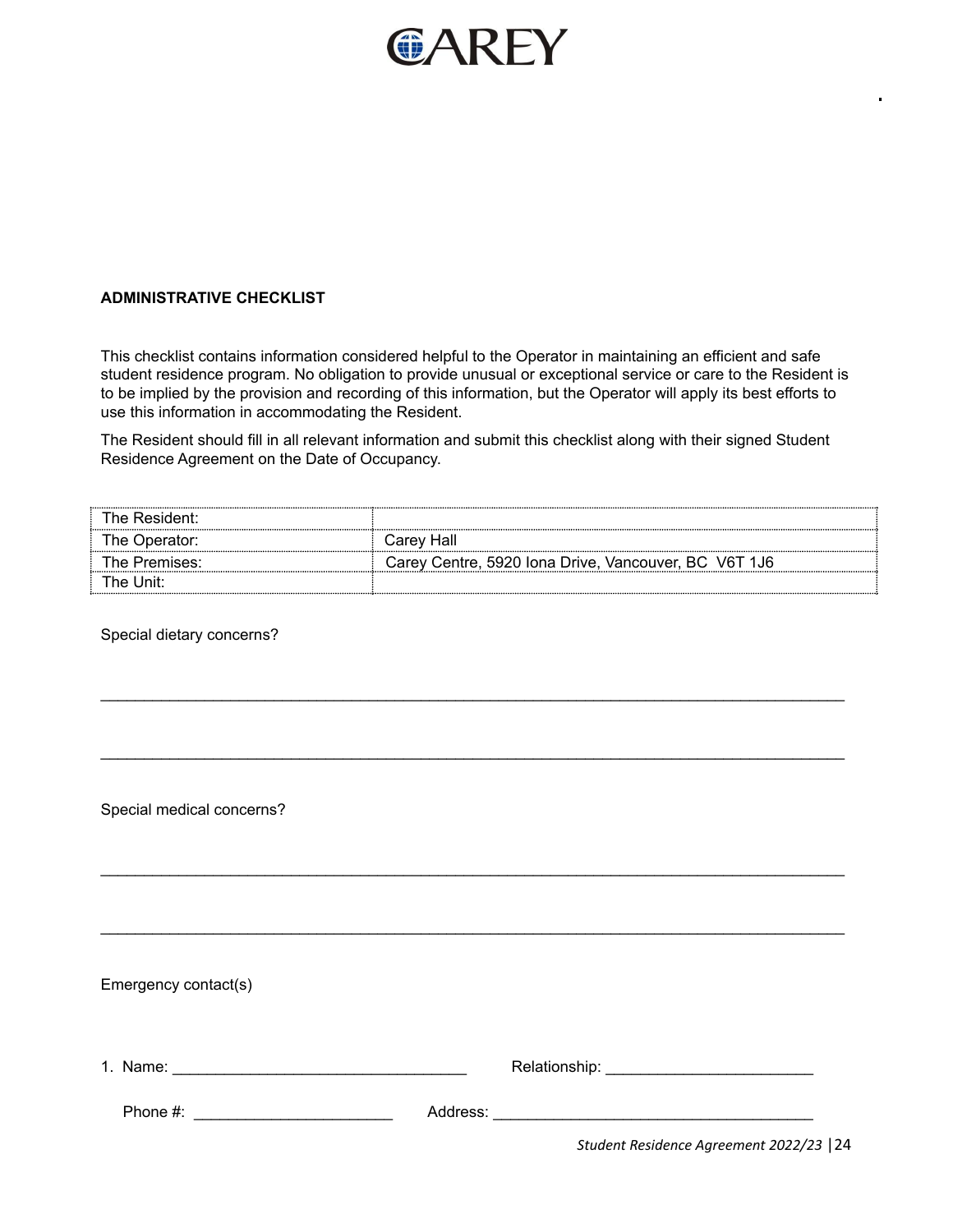**ADMINISTRATIVE CHECKLIST**

This checklist contains information considered helpful to the Operator in maintaining an efficient and safe student residence program. No obligation to provide unusual or exceptional service or care to the Resident is to be implied by the provision and recording of this information, but the Operator will apply its best efforts to use this information in accommodating the Resident.

The Resident should fill in all relevant information and submit this checklist along with their signed Student Residence Agreement on the Date of Occupancy.

| | |
|---|---|
| The Resident: | |
| The Operator: | Carey Hall |
| The Premises: | Carey Centre, 5920 Iona Drive, Vancouver, BC V6T 1J6 |
| The Unit: | |

Special dietary concerns?

_______________________________________________________________________________

_______________________________________________________________________________

Special medical concerns?

_______________________________________________________________________________

_______________________________________________________________________________

Emergency contact(s)

1. Name: ______________________________ Relationship: ______________________

   Phone #: ____________________ Address: __________________________________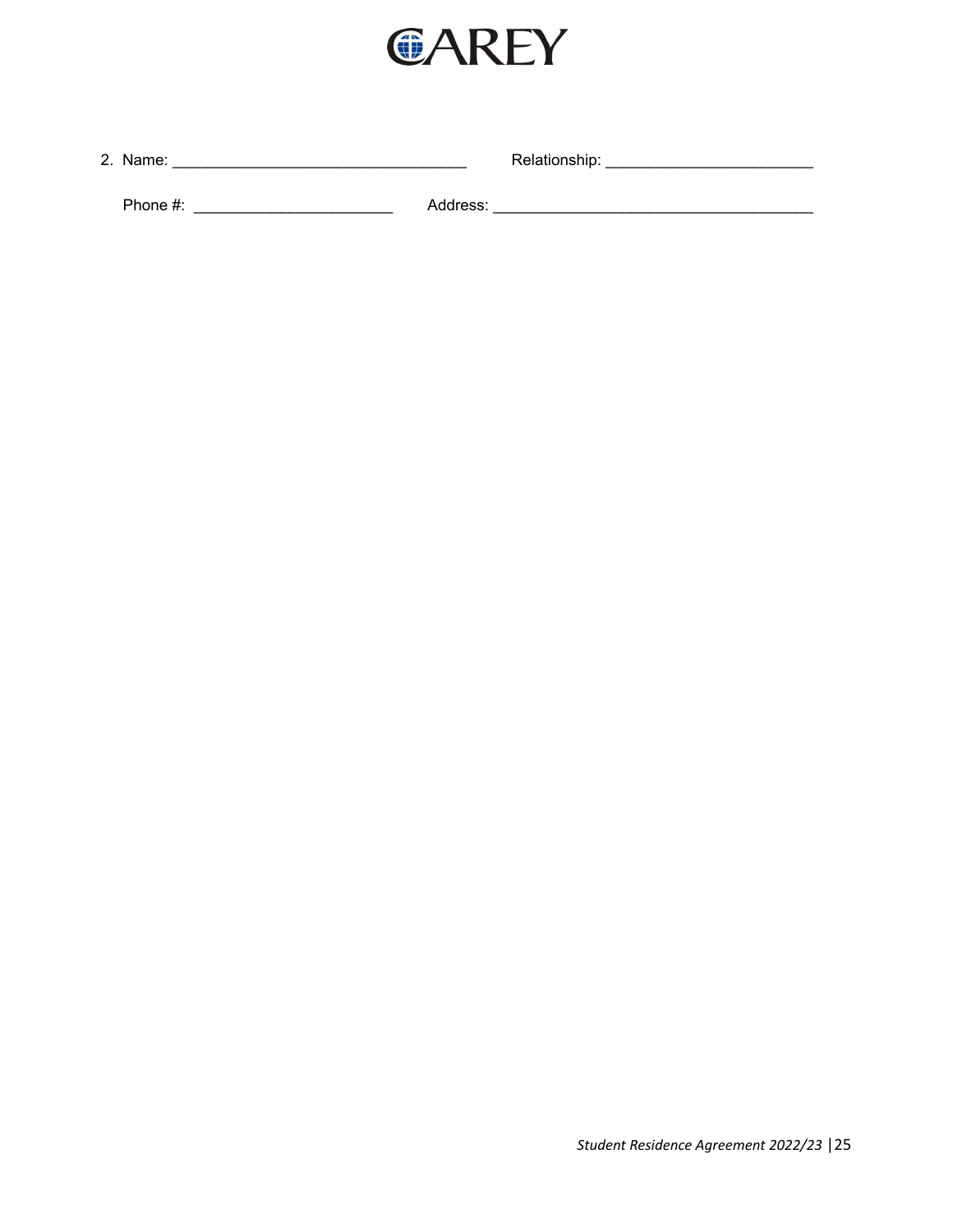2. Name: _________________________________ Relationship: _______________________

Phone #: ______________________ Address: ____________________________________